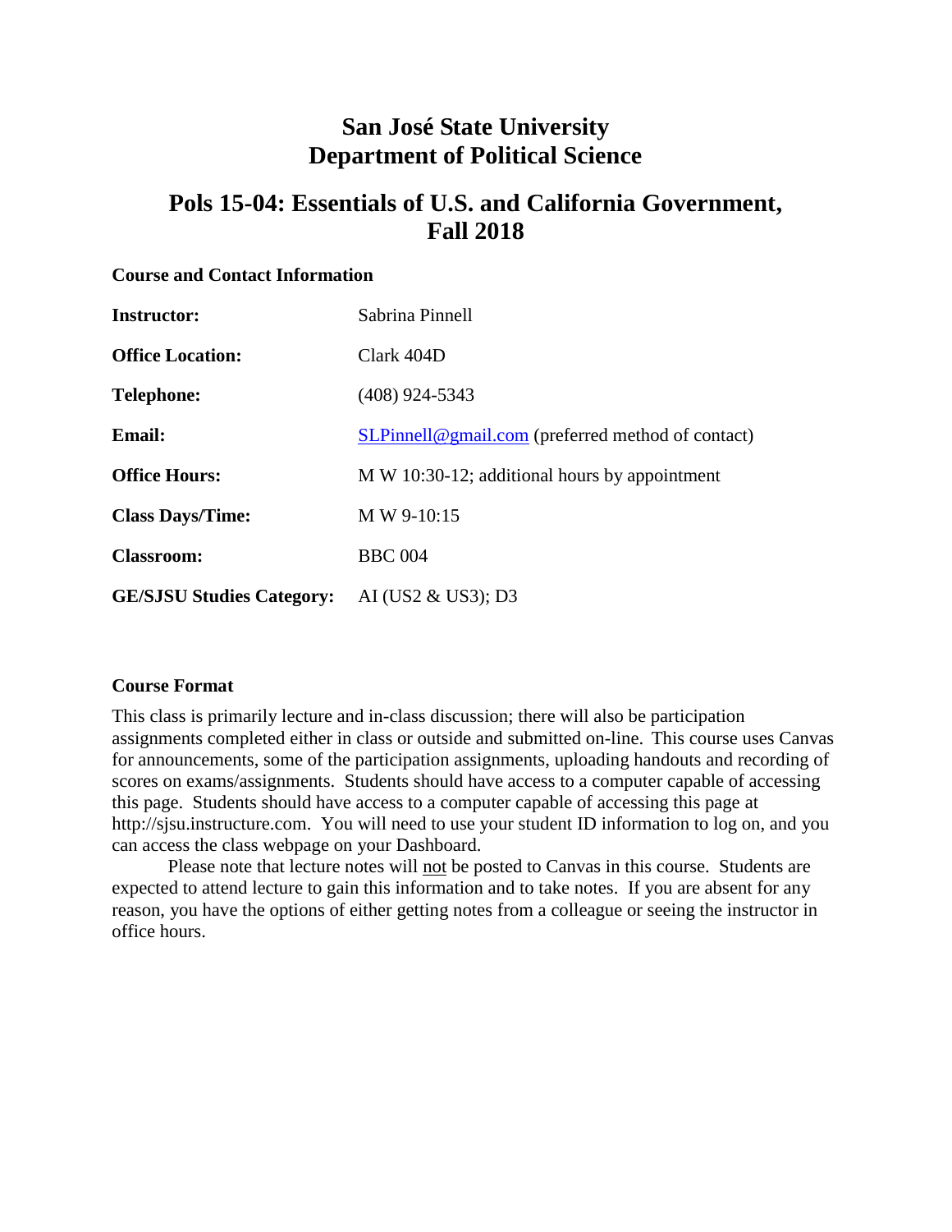# San José State University
# Department of Political Science

## Pols 15-04: Essentials of U.S. and California Government, Fall 2018

### Course and Contact Information

| | |
|---|---|
| **Instructor:** | Sabrina Pinnell |
| **Office Location:** | Clark 404D |
| **Telephone:** | (408) 924-5343 |
| **Email:** | SLPinnell@gmail.com (preferred method of contact) |
| **Office Hours:** | M W 10:30-12; additional hours by appointment |
| **Class Days/Time:** | M W 9-10:15 |
| **Classroom:** | BBC 004 |
| **GE/SJSU Studies Category:** | AI (US2 & US3); D3 |

### Course Format

This class is primarily lecture and in-class discussion; there will also be participation assignments completed either in class or outside and submitted on-line. This course uses Canvas for announcements, some of the participation assignments, uploading handouts and recording of scores on exams/assignments. Students should have access to a computer capable of accessing this page. Students should have access to a computer capable of accessing this page at http://sjsu.instructure.com. You will need to use your student ID information to log on, and you can access the class webpage on your Dashboard.

Please note that lecture notes will not be posted to Canvas in this course. Students are expected to attend lecture to gain this information and to take notes. If you are absent for any reason, you have the options of either getting notes from a colleague or seeing the instructor in office hours.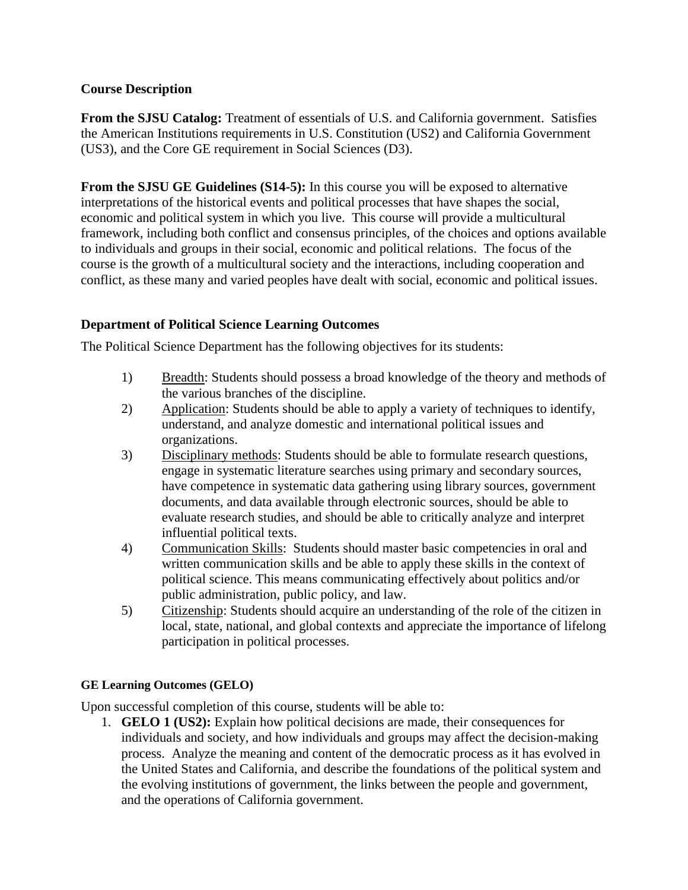## Course Description

**From the SJSU Catalog:** Treatment of essentials of U.S. and California government. Satisfies the American Institutions requirements in U.S. Constitution (US2) and California Government (US3), and the Core GE requirement in Social Sciences (D3).

**From the SJSU GE Guidelines (S14-5):** In this course you will be exposed to alternative interpretations of the historical events and political processes that have shapes the social, economic and political system in which you live. This course will provide a multicultural framework, including both conflict and consensus principles, of the choices and options available to individuals and groups in their social, economic and political relations. The focus of the course is the growth of a multicultural society and the interactions, including cooperation and conflict, as these many and varied peoples have dealt with social, economic and political issues.

## Department of Political Science Learning Outcomes

The Political Science Department has the following objectives for its students:

1) Breadth: Students should possess a broad knowledge of the theory and methods of the various branches of the discipline.
2) Application: Students should be able to apply a variety of techniques to identify, understand, and analyze domestic and international political issues and organizations.
3) Disciplinary methods: Students should be able to formulate research questions, engage in systematic literature searches using primary and secondary sources, have competence in systematic data gathering using library sources, government documents, and data available through electronic sources, should be able to evaluate research studies, and should be able to critically analyze and interpret influential political texts.
4) Communication Skills: Students should master basic competencies in oral and written communication skills and be able to apply these skills in the context of political science. This means communicating effectively about politics and/or public administration, public policy, and law.
5) Citizenship: Students should acquire an understanding of the role of the citizen in local, state, national, and global contexts and appreciate the importance of lifelong participation in political processes.

### GE Learning Outcomes (GELO)

Upon successful completion of this course, students will be able to:

1. **GELO 1 (US2):** Explain how political decisions are made, their consequences for individuals and society, and how individuals and groups may affect the decision-making process. Analyze the meaning and content of the democratic process as it has evolved in the United States and California, and describe the foundations of the political system and the evolving institutions of government, the links between the people and government, and the operations of California government.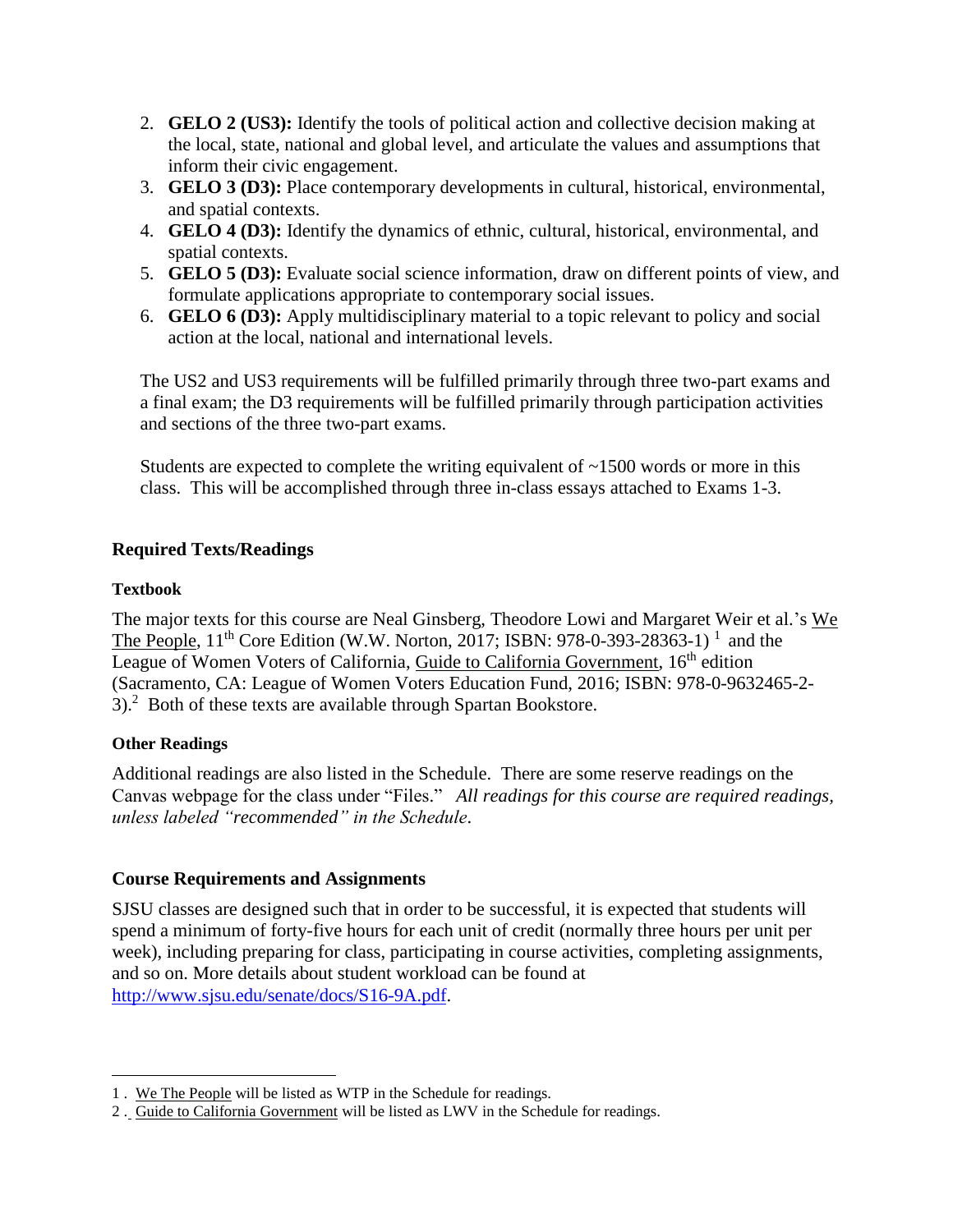2. **GELO 2 (US3):** Identify the tools of political action and collective decision making at the local, state, national and global level, and articulate the values and assumptions that inform their civic engagement.
3. **GELO 3 (D3):** Place contemporary developments in cultural, historical, environmental, and spatial contexts.
4. **GELO 4 (D3):** Identify the dynamics of ethnic, cultural, historical, environmental, and spatial contexts.
5. **GELO 5 (D3):** Evaluate social science information, draw on different points of view, and formulate applications appropriate to contemporary social issues.
6. **GELO 6 (D3):** Apply multidisciplinary material to a topic relevant to policy and social action at the local, national and international levels.

The US2 and US3 requirements will be fulfilled primarily through three two-part exams and a final exam; the D3 requirements will be fulfilled primarily through participation activities and sections of the three two-part exams.

Students are expected to complete the writing equivalent of ~1500 words or more in this class. This will be accomplished through three in-class essays attached to Exams 1-3.

## Required Texts/Readings

### Textbook

The major texts for this course are Neal Ginsberg, Theodore Lowi and Margaret Weir et al.'s We The People, 11th Core Edition (W.W. Norton, 2017; ISBN: 978-0-393-28363-1) [1] and the League of Women Voters of California, Guide to California Government, 16th edition (Sacramento, CA: League of Women Voters Education Fund, 2016; ISBN: 978-0-9632465-2-3).[2] Both of these texts are available through Spartan Bookstore.

### Other Readings

Additional readings are also listed in the Schedule. There are some reserve readings on the Canvas webpage for the class under "Files." *All readings for this course are required readings, unless labeled "recommended" in the Schedule.*

## Course Requirements and Assignments

SJSU classes are designed such that in order to be successful, it is expected that students will spend a minimum of forty-five hours for each unit of credit (normally three hours per unit per week), including preparing for class, participating in course activities, completing assignments, and so on. More details about student workload can be found at http://www.sjsu.edu/senate/docs/S16-9A.pdf.

---

1 . We The People will be listed as WTP in the Schedule for readings.

2 . Guide to California Government will be listed as LWV in the Schedule for readings.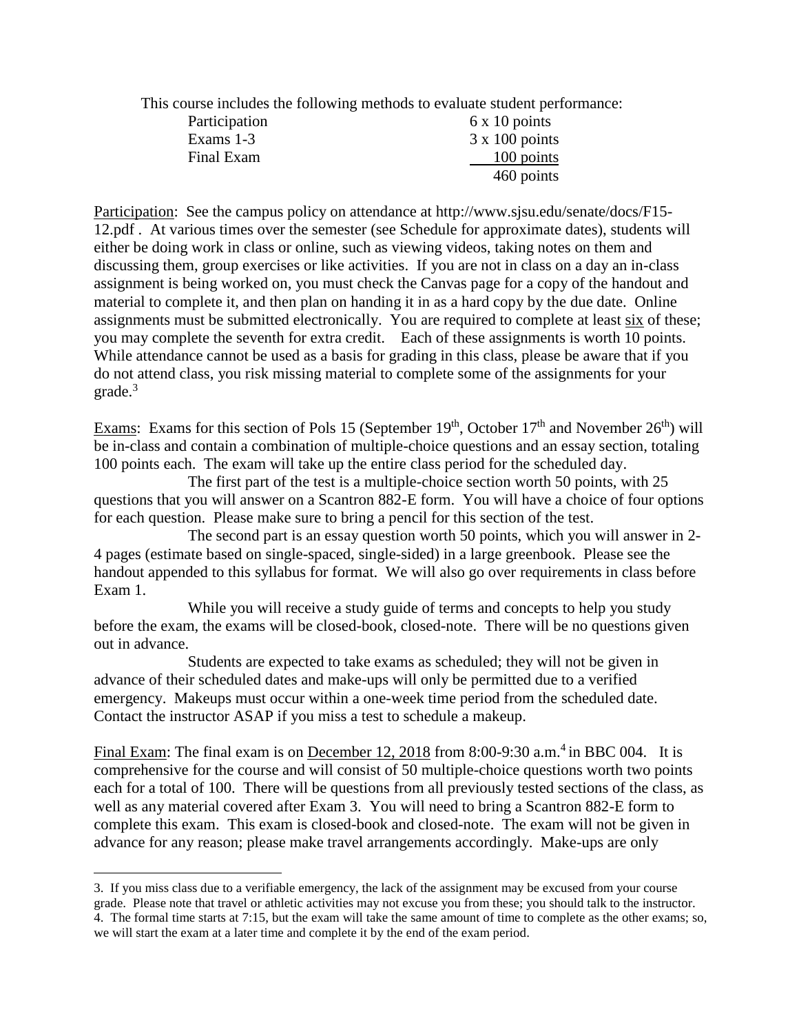This course includes the following methods to evaluate student performance:

| | |
|---|---|
| Participation | 6 x 10 points |
| Exams 1-3 | 3 x 100 points |
| Final Exam | 100 points |
| | 460 points |

Participation: See the campus policy on attendance at http://www.sjsu.edu/senate/docs/F15-12.pdf . At various times over the semester (see Schedule for approximate dates), students will either be doing work in class or online, such as viewing videos, taking notes on them and discussing them, group exercises or like activities. If you are not in class on a day an in-class assignment is being worked on, you must check the Canvas page for a copy of the handout and material to complete it, and then plan on handing it in as a hard copy by the due date. Online assignments must be submitted electronically. You are required to complete at least six of these; you may complete the seventh for extra credit. Each of these assignments is worth 10 points. While attendance cannot be used as a basis for grading in this class, please be aware that if you do not attend class, you risk missing material to complete some of the assignments for your grade.[3]

Exams: Exams for this section of Pols 15 (September 19th, October 17th and November 26th) will be in-class and contain a combination of multiple-choice questions and an essay section, totaling 100 points each. The exam will take up the entire class period for the scheduled day.

The first part of the test is a multiple-choice section worth 50 points, with 25 questions that you will answer on a Scantron 882-E form. You will have a choice of four options for each question. Please make sure to bring a pencil for this section of the test.

The second part is an essay question worth 50 points, which you will answer in 2-4 pages (estimate based on single-spaced, single-sided) in a large greenbook. Please see the handout appended to this syllabus for format. We will also go over requirements in class before Exam 1.

While you will receive a study guide of terms and concepts to help you study before the exam, the exams will be closed-book, closed-note. There will be no questions given out in advance.

Students are expected to take exams as scheduled; they will not be given in advance of their scheduled dates and make-ups will only be permitted due to a verified emergency. Makeups must occur within a one-week time period from the scheduled date. Contact the instructor ASAP if you miss a test to schedule a makeup.

Final Exam: The final exam is on December 12, 2018 from 8:00-9:30 a.m.[4] in BBC 004. It is comprehensive for the course and will consist of 50 multiple-choice questions worth two points each for a total of 100. There will be questions from all previously tested sections of the class, as well as any material covered after Exam 3. You will need to bring a Scantron 882-E form to complete this exam. This exam is closed-book and closed-note. The exam will not be given in advance for any reason; please make travel arrangements accordingly. Make-ups are only

---

3. If you miss class due to a verifiable emergency, the lack of the assignment may be excused from your course grade. Please note that travel or athletic activities may not excuse you from these; you should talk to the instructor.

4. The formal time starts at 7:15, but the exam will take the same amount of time to complete as the other exams; so, we will start the exam at a later time and complete it by the end of the exam period.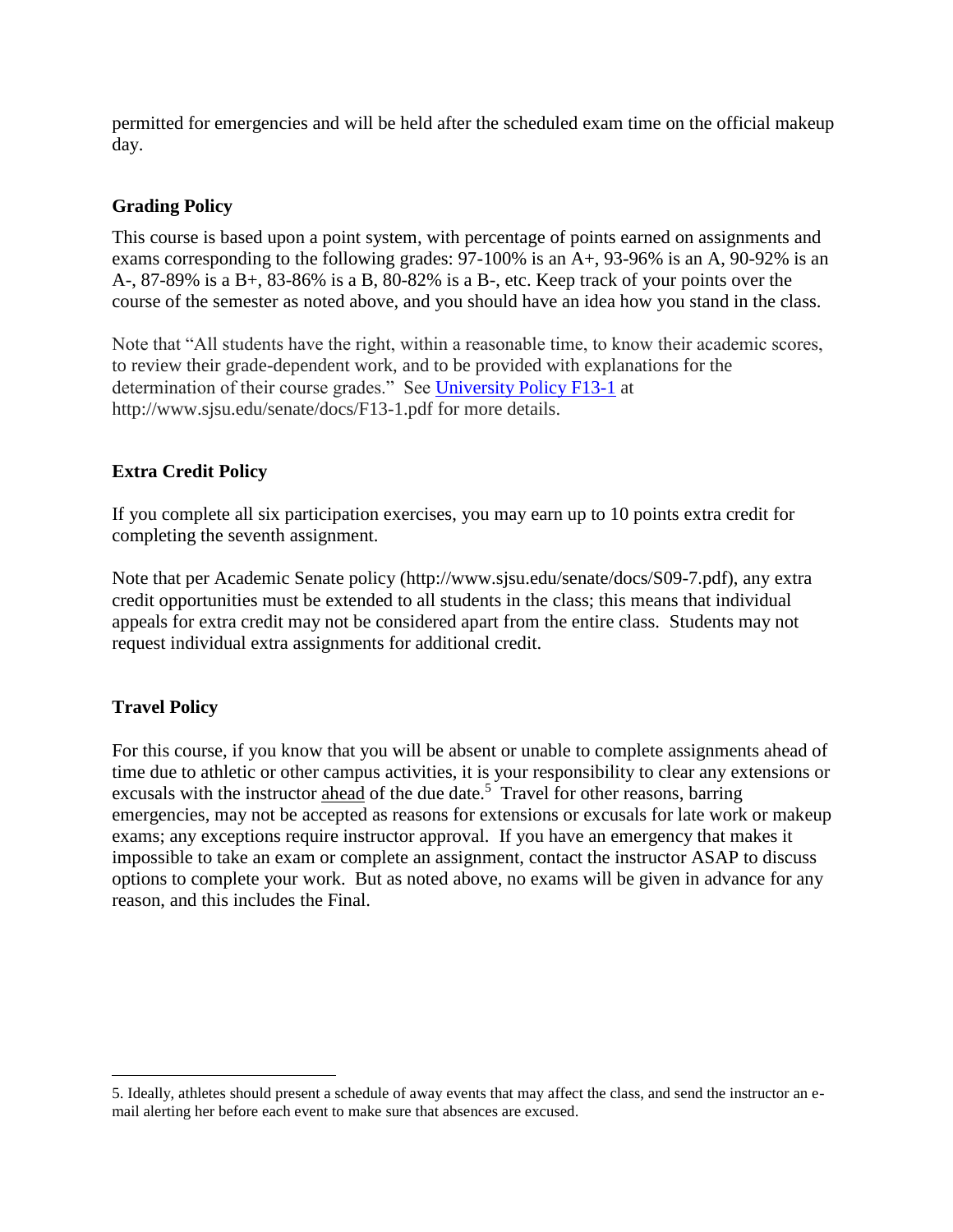permitted for emergencies and will be held after the scheduled exam time on the official makeup day.

### Grading Policy

This course is based upon a point system, with percentage of points earned on assignments and exams corresponding to the following grades: 97-100% is an A+, 93-96% is an A, 90-92% is an A-, 87-89% is a B+, 83-86% is a B, 80-82% is a B-, etc. Keep track of your points over the course of the semester as noted above, and you should have an idea how you stand in the class.

Note that "All students have the right, within a reasonable time, to know their academic scores, to review their grade-dependent work, and to be provided with explanations for the determination of their course grades." See [University Policy F13-1](http://www.sjsu.edu/senate/docs/F13-1.pdf) at http://www.sjsu.edu/senate/docs/F13-1.pdf for more details.

### Extra Credit Policy

If you complete all six participation exercises, you may earn up to 10 points extra credit for completing the seventh assignment.

Note that per Academic Senate policy (http://www.sjsu.edu/senate/docs/S09-7.pdf), any extra credit opportunities must be extended to all students in the class; this means that individual appeals for extra credit may not be considered apart from the entire class. Students may not request individual extra assignments for additional credit.

### Travel Policy

For this course, if you know that you will be absent or unable to complete assignments ahead of time due to athletic or other campus activities, it is your responsibility to clear any extensions or excusals with the instructor ahead of the due date.[5] Travel for other reasons, barring emergencies, may not be accepted as reasons for extensions or excusals for late work or makeup exams; any exceptions require instructor approval. If you have an emergency that makes it impossible to take an exam or complete an assignment, contact the instructor ASAP to discuss options to complete your work. But as noted above, no exams will be given in advance for any reason, and this includes the Final.

---

5. Ideally, athletes should present a schedule of away events that may affect the class, and send the instructor an e-mail alerting her before each event to make sure that absences are excused.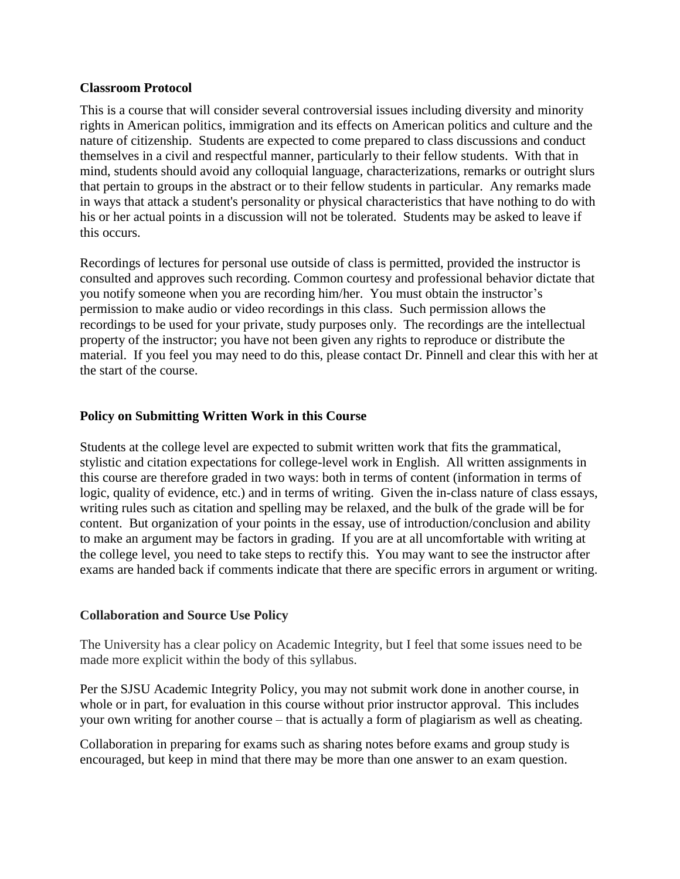### Classroom Protocol

This is a course that will consider several controversial issues including diversity and minority rights in American politics, immigration and its effects on American politics and culture and the nature of citizenship. Students are expected to come prepared to class discussions and conduct themselves in a civil and respectful manner, particularly to their fellow students. With that in mind, students should avoid any colloquial language, characterizations, remarks or outright slurs that pertain to groups in the abstract or to their fellow students in particular. Any remarks made in ways that attack a student's personality or physical characteristics that have nothing to do with his or her actual points in a discussion will not be tolerated. Students may be asked to leave if this occurs.

Recordings of lectures for personal use outside of class is permitted, provided the instructor is consulted and approves such recording. Common courtesy and professional behavior dictate that you notify someone when you are recording him/her. You must obtain the instructor's permission to make audio or video recordings in this class. Such permission allows the recordings to be used for your private, study purposes only. The recordings are the intellectual property of the instructor; you have not been given any rights to reproduce or distribute the material. If you feel you may need to do this, please contact Dr. Pinnell and clear this with her at the start of the course.

### Policy on Submitting Written Work in this Course

Students at the college level are expected to submit written work that fits the grammatical, stylistic and citation expectations for college-level work in English. All written assignments in this course are therefore graded in two ways: both in terms of content (information in terms of logic, quality of evidence, etc.) and in terms of writing. Given the in-class nature of class essays, writing rules such as citation and spelling may be relaxed, and the bulk of the grade will be for content. But organization of your points in the essay, use of introduction/conclusion and ability to make an argument may be factors in grading. If you are at all uncomfortable with writing at the college level, you need to take steps to rectify this. You may want to see the instructor after exams are handed back if comments indicate that there are specific errors in argument or writing.

### Collaboration and Source Use Policy

The University has a clear policy on Academic Integrity, but I feel that some issues need to be made more explicit within the body of this syllabus.

Per the SJSU Academic Integrity Policy, you may not submit work done in another course, in whole or in part, for evaluation in this course without prior instructor approval. This includes your own writing for another course – that is actually a form of plagiarism as well as cheating.

Collaboration in preparing for exams such as sharing notes before exams and group study is encouraged, but keep in mind that there may be more than one answer to an exam question.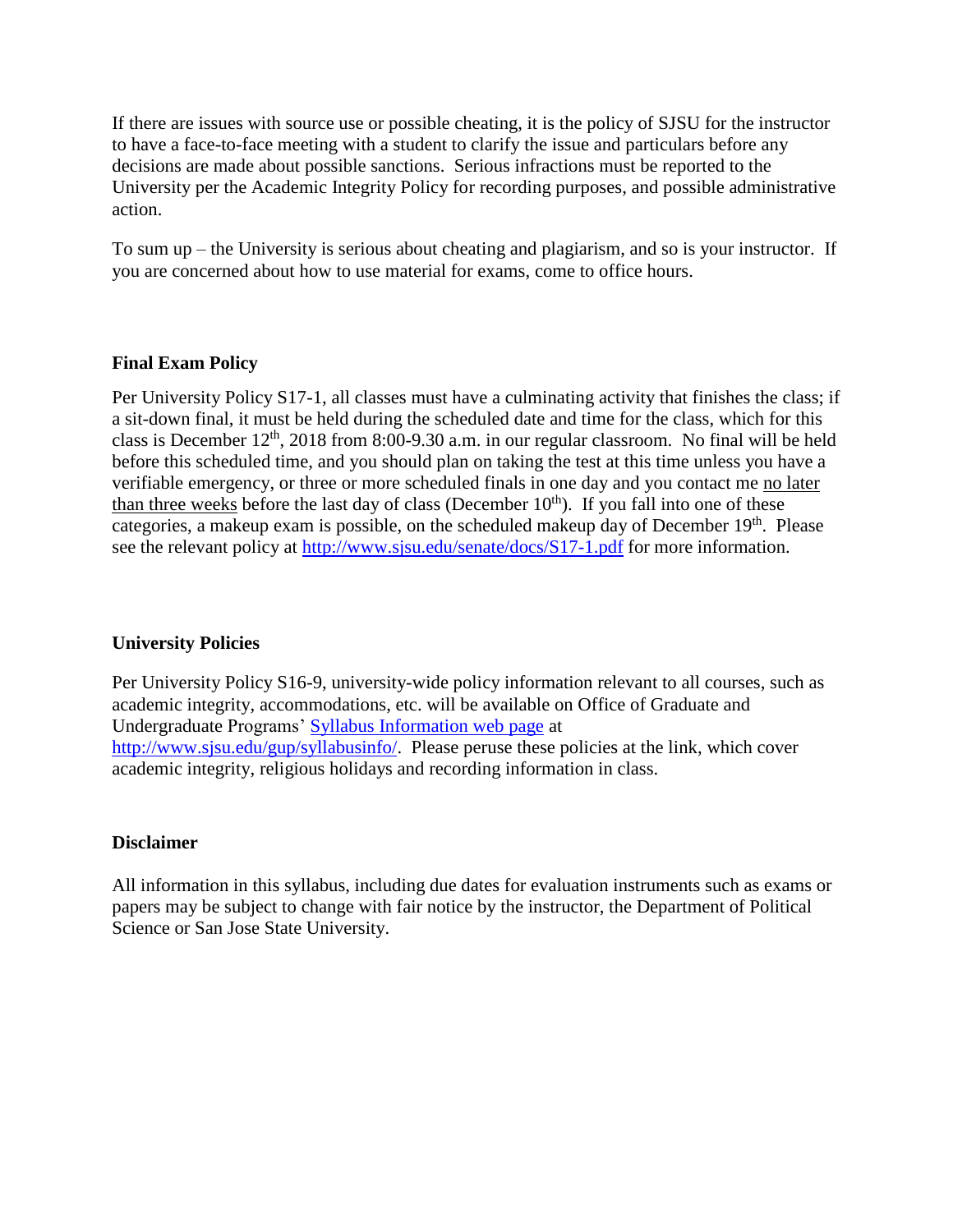If there are issues with source use or possible cheating, it is the policy of SJSU for the instructor to have a face-to-face meeting with a student to clarify the issue and particulars before any decisions are made about possible sanctions. Serious infractions must be reported to the University per the Academic Integrity Policy for recording purposes, and possible administrative action.

To sum up – the University is serious about cheating and plagiarism, and so is your instructor. If you are concerned about how to use material for exams, come to office hours.

**Final Exam Policy**

Per University Policy S17-1, all classes must have a culminating activity that finishes the class; if a sit-down final, it must be held during the scheduled date and time for the class, which for this class is December 12th, 2018 from 8:00-9.30 a.m. in our regular classroom. No final will be held before this scheduled time, and you should plan on taking the test at this time unless you have a verifiable emergency, or three or more scheduled finals in one day and you contact me no later than three weeks before the last day of class (December 10th). If you fall into one of these categories, a makeup exam is possible, on the scheduled makeup day of December 19th. Please see the relevant policy at [http://www.sjsu.edu/senate/docs/S17-1.pdf](http://www.sjsu.edu/senate/docs/S17-1.pdf) for more information.

**University Policies**

Per University Policy S16-9, university-wide policy information relevant to all courses, such as academic integrity, accommodations, etc. will be available on Office of Graduate and Undergraduate Programs' [Syllabus Information web page](http://www.sjsu.edu/gup/syllabusinfo/) at [http://www.sjsu.edu/gup/syllabusinfo/](http://www.sjsu.edu/gup/syllabusinfo/). Please peruse these policies at the link, which cover academic integrity, religious holidays and recording information in class.

**Disclaimer**

All information in this syllabus, including due dates for evaluation instruments such as exams or papers may be subject to change with fair notice by the instructor, the Department of Political Science or San Jose State University.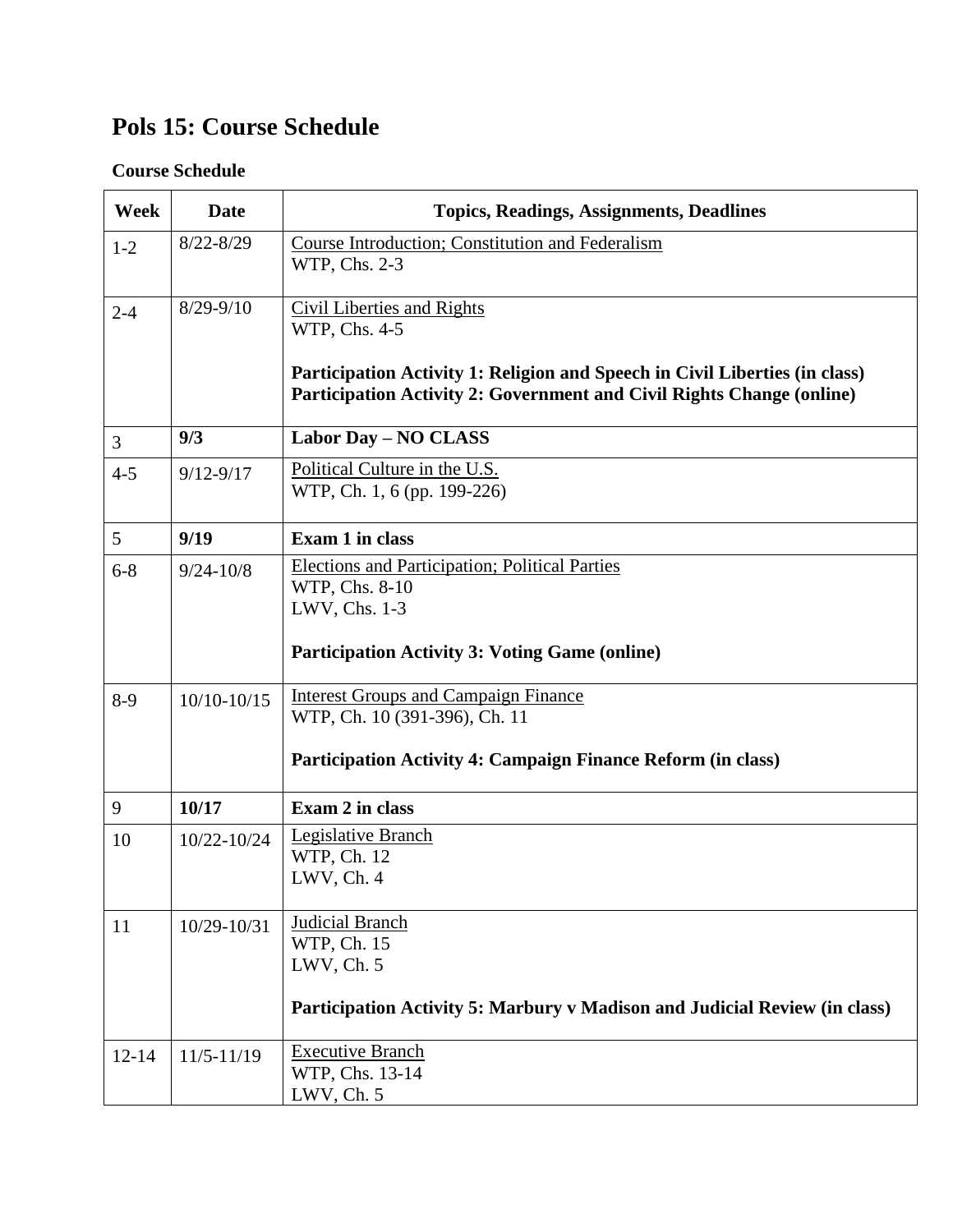# Pols 15: Course Schedule

**Course Schedule**

| Week | Date | Topics, Readings, Assignments, Deadlines |
|---|---|---|
| 1-2 | 8/22-8/29 | Course Introduction; Constitution and Federalism<br>WTP, Chs. 2-3 |
| 2-4 | 8/29-9/10 | Civil Liberties and Rights<br>WTP, Chs. 4-5<br><br>**Participation Activity 1: Religion and Speech in Civil Liberties (in class)**<br>**Participation Activity 2: Government and Civil Rights Change (online)** |
| 3 | **9/3** | **Labor Day – NO CLASS** |
| 4-5 | 9/12-9/17 | Political Culture in the U.S.<br>WTP, Ch. 1, 6 (pp. 199-226) |
| 5 | **9/19** | **Exam 1 in class** |
| 6-8 | 9/24-10/8 | Elections and Participation; Political Parties<br>WTP, Chs. 8-10<br>LWV, Chs. 1-3<br><br>**Participation Activity 3: Voting Game (online)** |
| 8-9 | 10/10-10/15 | Interest Groups and Campaign Finance<br>WTP, Ch. 10 (391-396), Ch. 11<br><br>**Participation Activity 4: Campaign Finance Reform (in class)** |
| 9 | **10/17** | **Exam 2 in class** |
| 10 | 10/22-10/24 | Legislative Branch<br>WTP, Ch. 12<br>LWV, Ch. 4 |
| 11 | 10/29-10/31 | Judicial Branch<br>WTP, Ch. 15<br>LWV, Ch. 5<br><br>**Participation Activity 5: Marbury v Madison and Judicial Review (in class)** |
| 12-14 | 11/5-11/19 | Executive Branch<br>WTP, Chs. 13-14<br>LWV, Ch. 5 |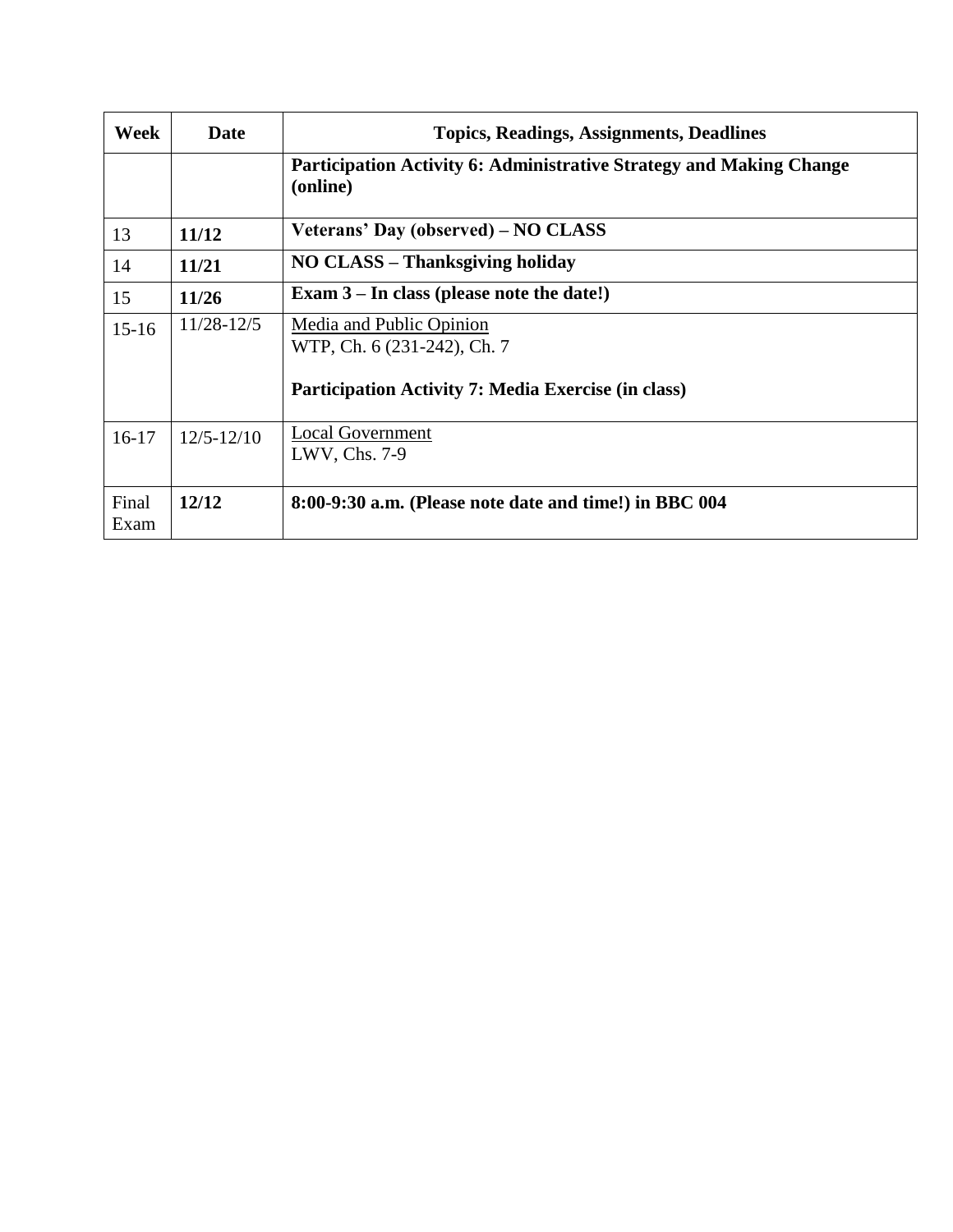| Week | Date | Topics, Readings, Assignments, Deadlines |
|---|---|---|
| | | **Participation Activity 6: Administrative Strategy and Making Change (online)** |
| 13 | **11/12** | **Veterans' Day (observed) – NO CLASS** |
| 14 | **11/21** | **NO CLASS – Thanksgiving holiday** |
| 15 | **11/26** | **Exam 3 – In class (please note the date!)** |
| 15-16 | 11/28-12/5 | Media and Public Opinion<br>WTP, Ch. 6 (231-242), Ch. 7<br><br>**Participation Activity 7: Media Exercise (in class)** |
| 16-17 | 12/5-12/10 | Local Government<br>LWV, Chs. 7-9 |
| Final Exam | **12/12** | **8:00-9:30 a.m. (Please note date and time!) in BBC 004** |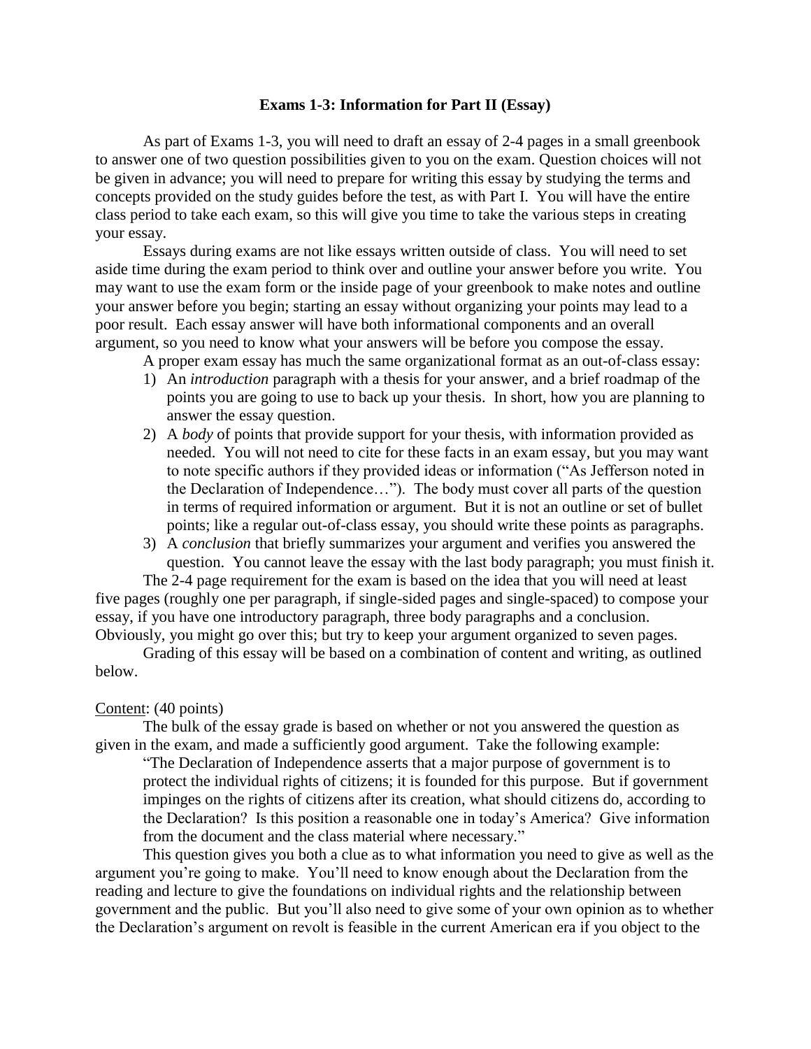### Exams 1-3: Information for Part II (Essay)

As part of Exams 1-3, you will need to draft an essay of 2-4 pages in a small greenbook to answer one of two question possibilities given to you on the exam. Question choices will not be given in advance; you will need to prepare for writing this essay by studying the terms and concepts provided on the study guides before the test, as with Part I. You will have the entire class period to take each exam, so this will give you time to take the various steps in creating your essay.

Essays during exams are not like essays written outside of class. You will need to set aside time during the exam period to think over and outline your answer before you write. You may want to use the exam form or the inside page of your greenbook to make notes and outline your answer before you begin; starting an essay without organizing your points may lead to a poor result. Each essay answer will have both informational components and an overall argument, so you need to know what your answers will be before you compose the essay.

A proper exam essay has much the same organizational format as an out-of-class essay:

1) An *introduction* paragraph with a thesis for your answer, and a brief roadmap of the points you are going to use to back up your thesis. In short, how you are planning to answer the essay question.
2) A *body* of points that provide support for your thesis, with information provided as needed. You will not need to cite for these facts in an exam essay, but you may want to note specific authors if they provided ideas or information ("As Jefferson noted in the Declaration of Independence…"). The body must cover all parts of the question in terms of required information or argument. But it is not an outline or set of bullet points; like a regular out-of-class essay, you should write these points as paragraphs.
3) A *conclusion* that briefly summarizes your argument and verifies you answered the question. You cannot leave the essay with the last body paragraph; you must finish it.

The 2-4 page requirement for the exam is based on the idea that you will need at least five pages (roughly one per paragraph, if single-sided pages and single-spaced) to compose your essay, if you have one introductory paragraph, three body paragraphs and a conclusion. Obviously, you might go over this; but try to keep your argument organized to seven pages.

Grading of this essay will be based on a combination of content and writing, as outlined below.

<u>Content</u>: (40 points)

The bulk of the essay grade is based on whether or not you answered the question as given in the exam, and made a sufficiently good argument. Take the following example:

> "The Declaration of Independence asserts that a major purpose of government is to protect the individual rights of citizens; it is founded for this purpose. But if government impinges on the rights of citizens after its creation, what should citizens do, according to the Declaration? Is this position a reasonable one in today's America? Give information from the document and the class material where necessary."

This question gives you both a clue as to what information you need to give as well as the argument you're going to make. You'll need to know enough about the Declaration from the reading and lecture to give the foundations on individual rights and the relationship between government and the public. But you'll also need to give some of your own opinion as to whether the Declaration's argument on revolt is feasible in the current American era if you object to the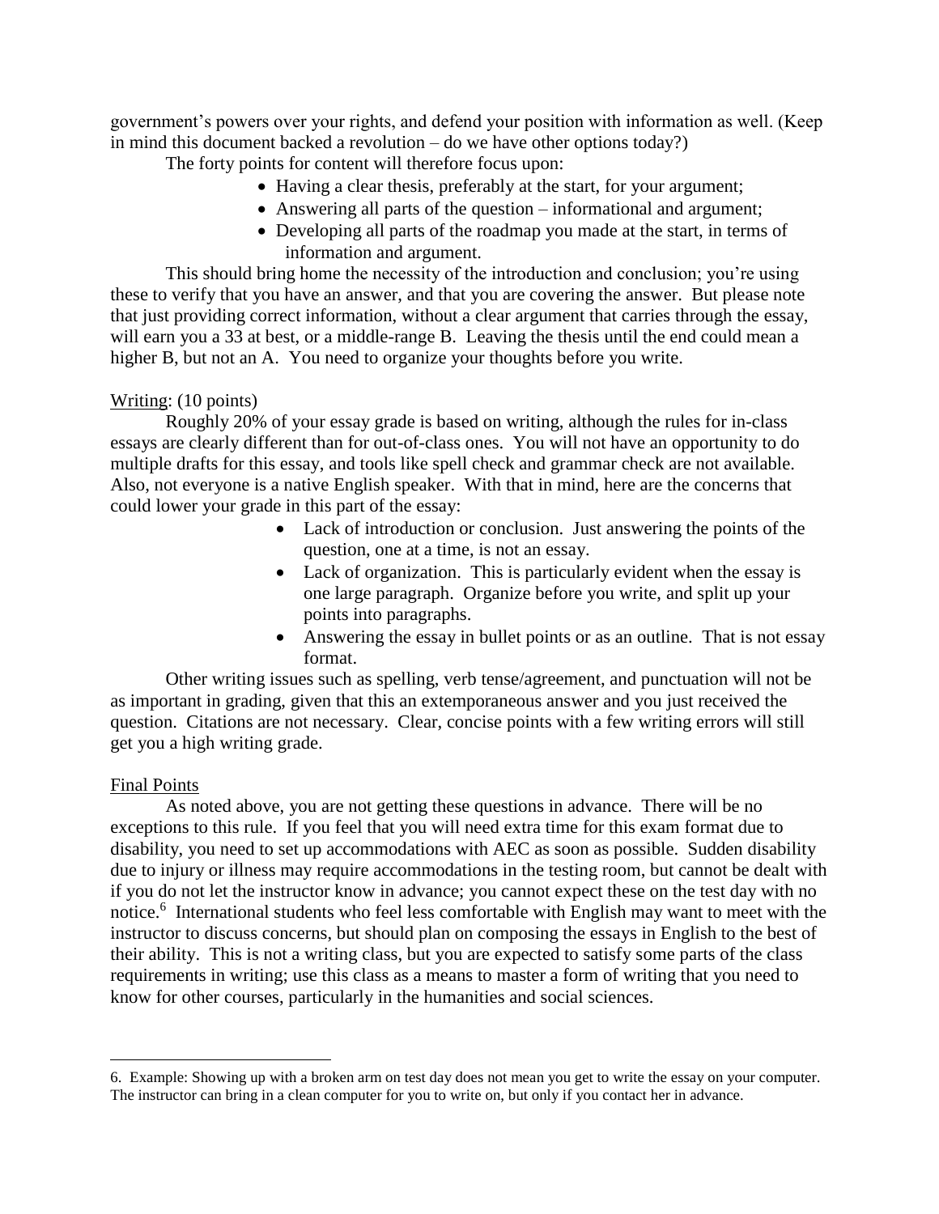government's powers over your rights, and defend your position with information as well. (Keep in mind this document backed a revolution – do we have other options today?)

The forty points for content will therefore focus upon:

- Having a clear thesis, preferably at the start, for your argument;
- Answering all parts of the question – informational and argument;
- Developing all parts of the roadmap you made at the start, in terms of information and argument.

This should bring home the necessity of the introduction and conclusion; you're using these to verify that you have an answer, and that you are covering the answer. But please note that just providing correct information, without a clear argument that carries through the essay, will earn you a 33 at best, or a middle-range B. Leaving the thesis until the end could mean a higher B, but not an A. You need to organize your thoughts before you write.

Writing: (10 points)

Roughly 20% of your essay grade is based on writing, although the rules for in-class essays are clearly different than for out-of-class ones. You will not have an opportunity to do multiple drafts for this essay, and tools like spell check and grammar check are not available. Also, not everyone is a native English speaker. With that in mind, here are the concerns that could lower your grade in this part of the essay:

- Lack of introduction or conclusion. Just answering the points of the question, one at a time, is not an essay.
- Lack of organization. This is particularly evident when the essay is one large paragraph. Organize before you write, and split up your points into paragraphs.
- Answering the essay in bullet points or as an outline. That is not essay format.

Other writing issues such as spelling, verb tense/agreement, and punctuation will not be as important in grading, given that this an extemporaneous answer and you just received the question. Citations are not necessary. Clear, concise points with a few writing errors will still get you a high writing grade.

Final Points

As noted above, you are not getting these questions in advance. There will be no exceptions to this rule. If you feel that you will need extra time for this exam format due to disability, you need to set up accommodations with AEC as soon as possible. Sudden disability due to injury or illness may require accommodations in the testing room, but cannot be dealt with if you do not let the instructor know in advance; you cannot expect these on the test day with no notice.[6] International students who feel less comfortable with English may want to meet with the instructor to discuss concerns, but should plan on composing the essays in English to the best of their ability. This is not a writing class, but you are expected to satisfy some parts of the class requirements in writing; use this class as a means to master a form of writing that you need to know for other courses, particularly in the humanities and social sciences.

---

6. Example: Showing up with a broken arm on test day does not mean you get to write the essay on your computer. The instructor can bring in a clean computer for you to write on, but only if you contact her in advance.